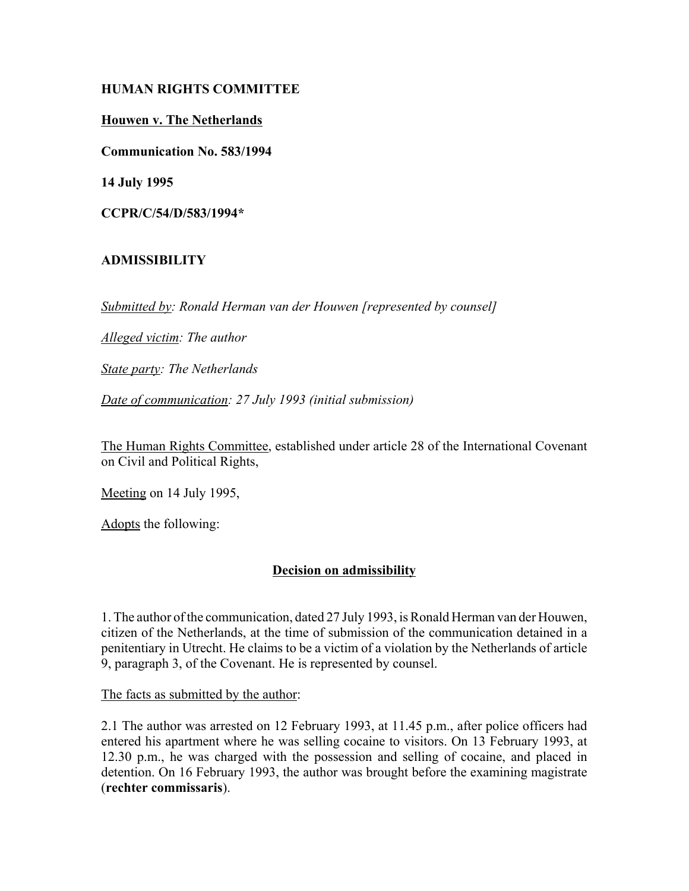**HUMAN RIGHTS COMMITTEE**

**Houwen v. The Netherlands**

**Communication No. 583/1994**

**14 July 1995**

**CCPR/C/54/D/583/1994***

**ADMISSIBILITY**

*Submitted by: Ronald Herman van der Houwen [represented by counsel]*

*Alleged victim: The author*

*State party: The Netherlands*

*Date of communication: 27 July 1993 (initial submission)*

The Human Rights Committee, established under article 28 of the International Covenant on Civil and Political Rights,

Meeting on 14 July 1995,

Adopts the following:

## Decision on admissibility

1. The author of the communication, dated 27 July 1993, is Ronald Herman van der Houwen, citizen of the Netherlands, at the time of submission of the communication detained in a penitentiary in Utrecht. He claims to be a victim of a violation by the Netherlands of article 9, paragraph 3, of the Covenant. He is represented by counsel.

The facts as submitted by the author:

2.1 The author was arrested on 12 February 1993, at 11.45 p.m., after police officers had entered his apartment where he was selling cocaine to visitors. On 13 February 1993, at 12.30 p.m., he was charged with the possession and selling of cocaine, and placed in detention. On 16 February 1993, the author was brought before the examining magistrate (**rechter commissaris**).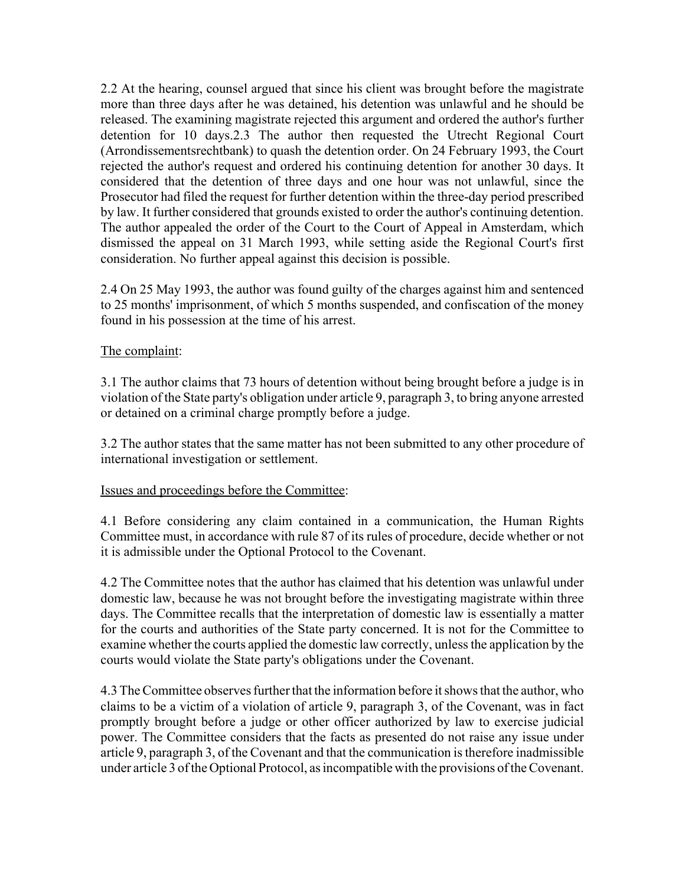2.2 At the hearing, counsel argued that since his client was brought before the magistrate more than three days after he was detained, his detention was unlawful and he should be released. The examining magistrate rejected this argument and ordered the author's further detention for 10 days.2.3 The author then requested the Utrecht Regional Court (Arrondissementsrechtbank) to quash the detention order. On 24 February 1993, the Court rejected the author's request and ordered his continuing detention for another 30 days. It considered that the detention of three days and one hour was not unlawful, since the Prosecutor had filed the request for further detention within the three-day period prescribed by law. It further considered that grounds existed to order the author's continuing detention. The author appealed the order of the Court to the Court of Appeal in Amsterdam, which dismissed the appeal on 31 March 1993, while setting aside the Regional Court's first consideration. No further appeal against this decision is possible.

2.4 On 25 May 1993, the author was found guilty of the charges against him and sentenced to 25 months' imprisonment, of which 5 months suspended, and confiscation of the money found in his possession at the time of his arrest.

The complaint:

3.1 The author claims that 73 hours of detention without being brought before a judge is in violation of the State party's obligation under article 9, paragraph 3, to bring anyone arrested or detained on a criminal charge promptly before a judge.

3.2 The author states that the same matter has not been submitted to any other procedure of international investigation or settlement.

Issues and proceedings before the Committee:

4.1 Before considering any claim contained in a communication, the Human Rights Committee must, in accordance with rule 87 of its rules of procedure, decide whether or not it is admissible under the Optional Protocol to the Covenant.

4.2 The Committee notes that the author has claimed that his detention was unlawful under domestic law, because he was not brought before the investigating magistrate within three days. The Committee recalls that the interpretation of domestic law is essentially a matter for the courts and authorities of the State party concerned. It is not for the Committee to examine whether the courts applied the domestic law correctly, unless the application by the courts would violate the State party's obligations under the Covenant.

4.3 The Committee observes further that the information before it shows that the author, who claims to be a victim of a violation of article 9, paragraph 3, of the Covenant, was in fact promptly brought before a judge or other officer authorized by law to exercise judicial power. The Committee considers that the facts as presented do not raise any issue under article 9, paragraph 3, of the Covenant and that the communication is therefore inadmissible under article 3 of the Optional Protocol, as incompatible with the provisions of the Covenant.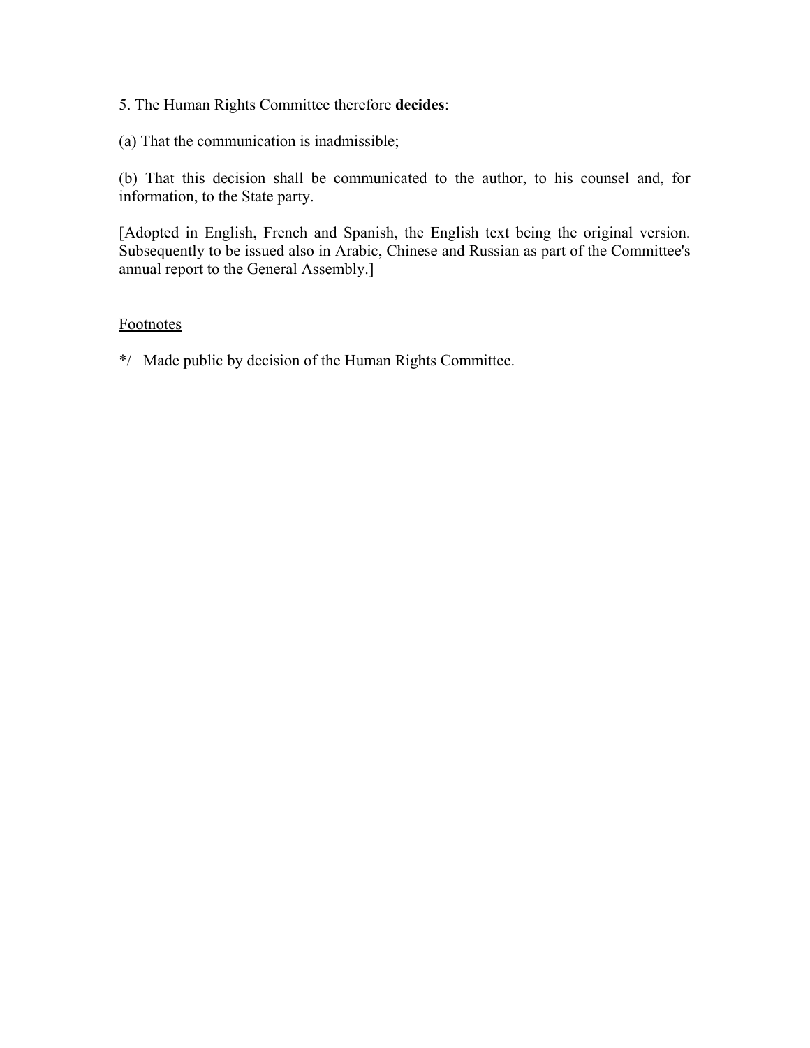5. The Human Rights Committee therefore **decides**:

(a) That the communication is inadmissible;

(b) That this decision shall be communicated to the author, to his counsel and, for information, to the State party.

[Adopted in English, French and Spanish, the English text being the original version. Subsequently to be issued also in Arabic, Chinese and Russian as part of the Committee's annual report to the General Assembly.]

<u>Footnotes</u>

*/ Made public by decision of the Human Rights Committee.